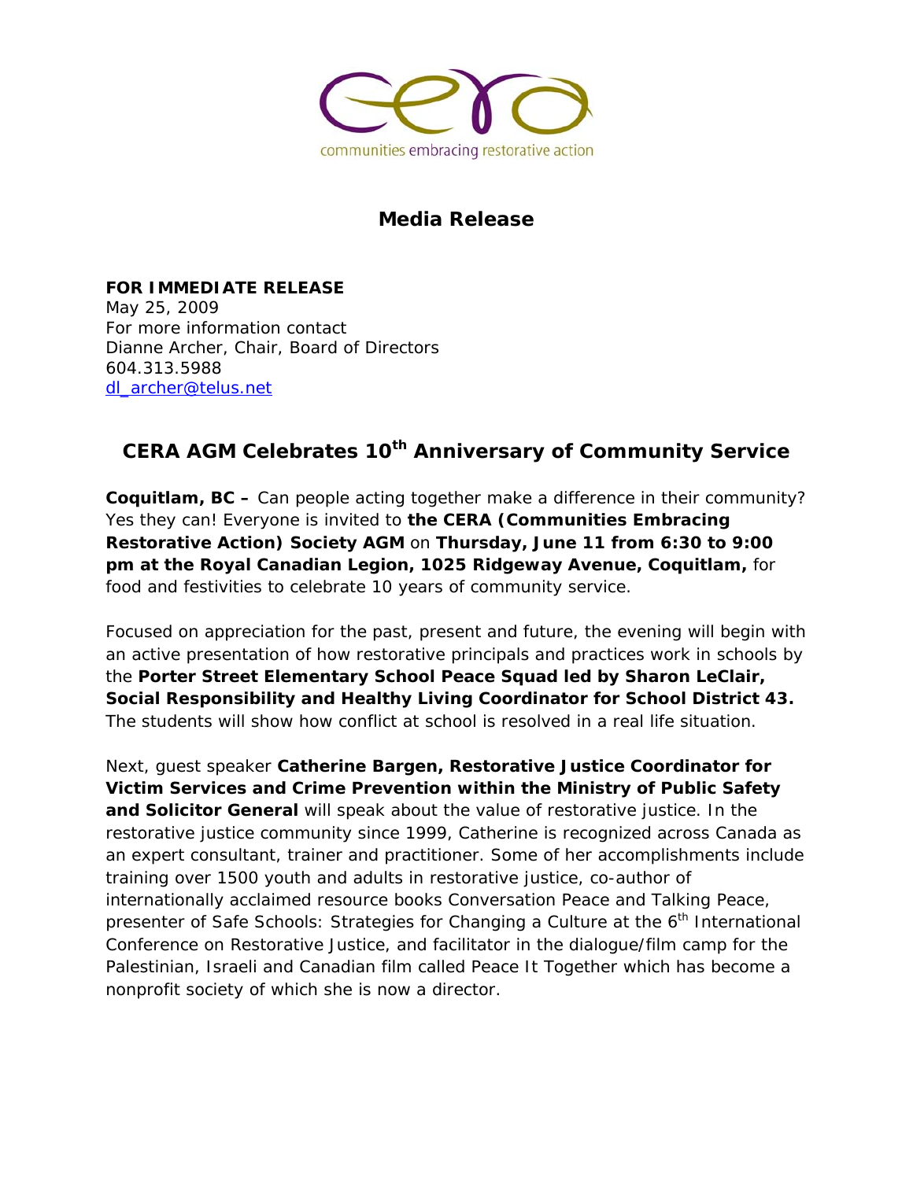communities embracing restorative action

# Media Release

**FOR IMMEDIATE RELEASE**
May 25, 2009
For more information contact
Dianne Archer, Chair, Board of Directors
604.313.5988
dl_archer@telus.net

## CERA AGM Celebrates 10th Anniversary of Community Service

**Coquitlam, BC –** Can people acting together make a difference in their community? Yes they can! Everyone is invited to **the CERA (Communities Embracing Restorative Action) Society AGM** on **Thursday, June 11 from 6:30 to 9:00 pm at the Royal Canadian Legion, 1025 Ridgeway Avenue, Coquitlam,** for food and festivities to celebrate 10 years of community service.

Focused on appreciation for the past, present and future, the evening will begin with an active presentation of how restorative principals and practices work in schools by the **Porter Street Elementary School Peace Squad led by Sharon LeClair, Social Responsibility and Healthy Living Coordinator for School District 43.** The students will show how conflict at school is resolved in a real life situation.

Next, guest speaker **Catherine Bargen, Restorative Justice Coordinator for Victim Services and Crime Prevention within the Ministry of Public Safety and Solicitor General** will speak about the value of restorative justice. In the restorative justice community since 1999, Catherine is recognized across Canada as an expert consultant, trainer and practitioner. Some of her accomplishments include training over 1500 youth and adults in restorative justice, co-author of internationally acclaimed resource books Conversation Peace and Talking Peace, presenter of Safe Schools: Strategies for Changing a Culture at the 6th International Conference on Restorative Justice, and facilitator in the dialogue/film camp for the Palestinian, Israeli and Canadian film called Peace It Together which has become a nonprofit society of which she is now a director.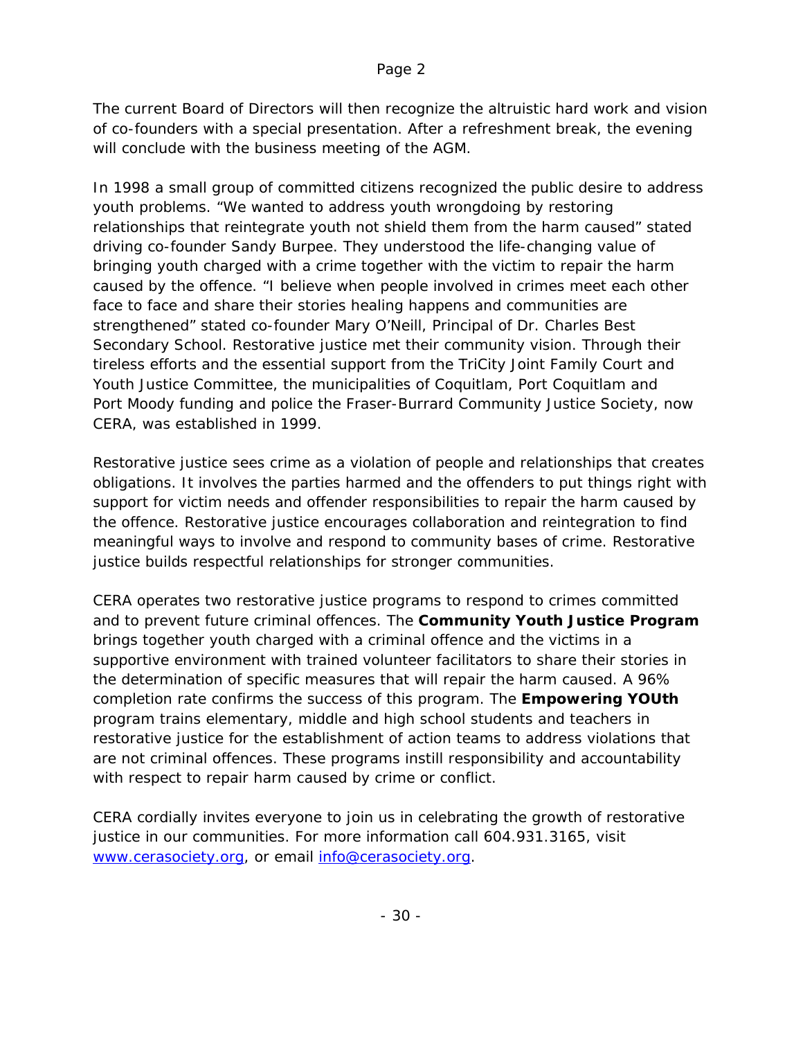The current Board of Directors will then recognize the altruistic hard work and vision of co-founders with a special presentation. After a refreshment break, the evening will conclude with the business meeting of the AGM.

In 1998 a small group of committed citizens recognized the public desire to address youth problems. "We wanted to address youth wrongdoing by restoring relationships that reintegrate youth not shield them from the harm caused" stated driving co-founder Sandy Burpee. They understood the life-changing value of bringing youth charged with a crime together with the victim to repair the harm caused by the offence. "I believe when people involved in crimes meet each other face to face and share their stories healing happens and communities are strengthened" stated co-founder Mary O'Neill, Principal of Dr. Charles Best Secondary School. Restorative justice met their community vision. Through their tireless efforts and the essential support from the TriCity Joint Family Court and Youth Justice Committee, the municipalities of Coquitlam, Port Coquitlam and Port Moody funding and police the Fraser-Burrard Community Justice Society, now CERA, was established in 1999.

Restorative justice sees crime as a violation of people and relationships that creates obligations. It involves the parties harmed and the offenders to put things right with support for victim needs and offender responsibilities to repair the harm caused by the offence. Restorative justice encourages collaboration and reintegration to find meaningful ways to involve and respond to community bases of crime. Restorative justice builds respectful relationships for stronger communities.

CERA operates two restorative justice programs to respond to crimes committed and to prevent future criminal offences. The **Community Youth Justice Program** brings together youth charged with a criminal offence and the victims in a supportive environment with trained volunteer facilitators to share their stories in the determination of specific measures that will repair the harm caused. A 96% completion rate confirms the success of this program. The **Empowering YOUth** program trains elementary, middle and high school students and teachers in restorative justice for the establishment of action teams to address violations that are not criminal offences. These programs instill responsibility and accountability with respect to repair harm caused by crime or conflict.

CERA cordially invites everyone to join us in celebrating the growth of restorative justice in our communities. For more information call 604.931.3165, visit www.cerasociety.org, or email info@cerasociety.org.

\- 30 -